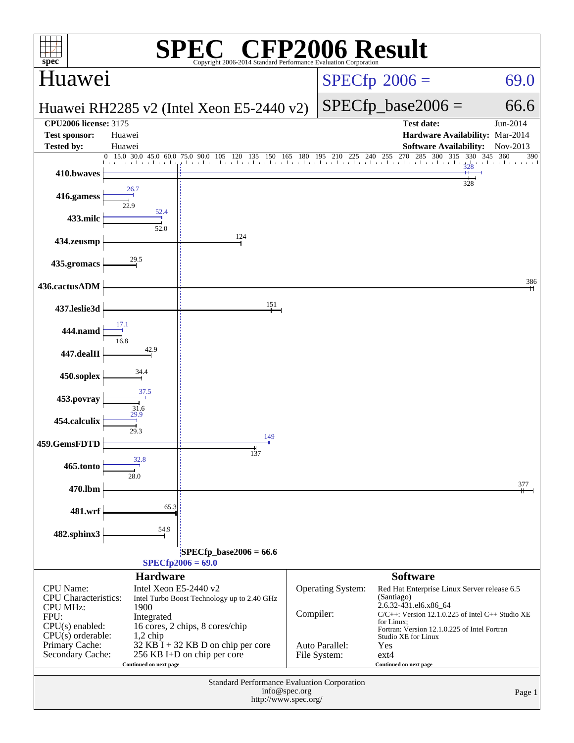# SPEC® CFP2006 Result

Copyright 2006-2014 Standard Performance Evaluation Corporation

## Huawei

**Huawei RH2285 v2 (Intel Xeon E5-2440 v2)**

SPECfp 2006 = 69.0

SPECfp_base2006 = 66.6

| | | | |
|---|---|---|---|
| **CPU2006 license:** 3175 | | **Test date:** | Jun-2014 |
| **Test sponsor:** | Huawei | **Hardware Availability:** | Mar-2014 |
| **Tested by:** | Huawei | **Software Availability:** | Nov-2013 |

| Benchmark | Peak | Base |
|---|---|---|
| 410.bwaves | 328 | 328 |
| 416.gamess | 26.7 | 22.9 |
| 433.milc | 52.4 | 52.0 |
| 434.zeusmp | | 124 |
| 435.gromacs | | 29.5 |
| 436.cactusADM | | 386 |
| 437.leslie3d | | 151 |
| 444.namd | 17.1 | 16.8 |
| 447.dealII | | 42.9 |
| 450.soplex | | 34.4 |
| 453.povray | 37.5 | 31.6 |
| 454.calculix | 29.9 | 29.3 |
| 459.GemsFDTD | 149 | 137 |
| 465.tonto | 32.8 | 28.0 |
| 470.lbm | | 377 |
| 481.wrf | | 65.3 |
| 482.sphinx3 | | 54.9 |

SPECfp_base2006 = 66.6

SPECfp2006 = 69.0

### Hardware

| | |
|---|---|
| CPU Name: | Intel Xeon E5-2440 v2 |
| CPU Characteristics: | Intel Turbo Boost Technology up to 2.40 GHz |
| CPU MHz: | 1900 |
| FPU: | Integrated |
| CPU(s) enabled: | 16 cores, 2 chips, 8 cores/chip |
| CPU(s) orderable: | 1,2 chip |
| Primary Cache: | 32 KB I + 32 KB D on chip per core |
| Secondary Cache: | 256 KB I+D on chip per core |

Continued on next page

### Software

| | |
|---|---|
| Operating System: | Red Hat Enterprise Linux Server release 6.5 (Santiago) 2.6.32-431.el6.x86_64 |
| Compiler: | C/C++: Version 12.1.0.225 of Intel C++ Studio XE for Linux; Fortran: Version 12.1.0.225 of Intel Fortran Studio XE for Linux |
| Auto Parallel: | Yes |
| File System: | ext4 |

Continued on next page

Standard Performance Evaluation Corporation
info@spec.org
http://www.spec.org/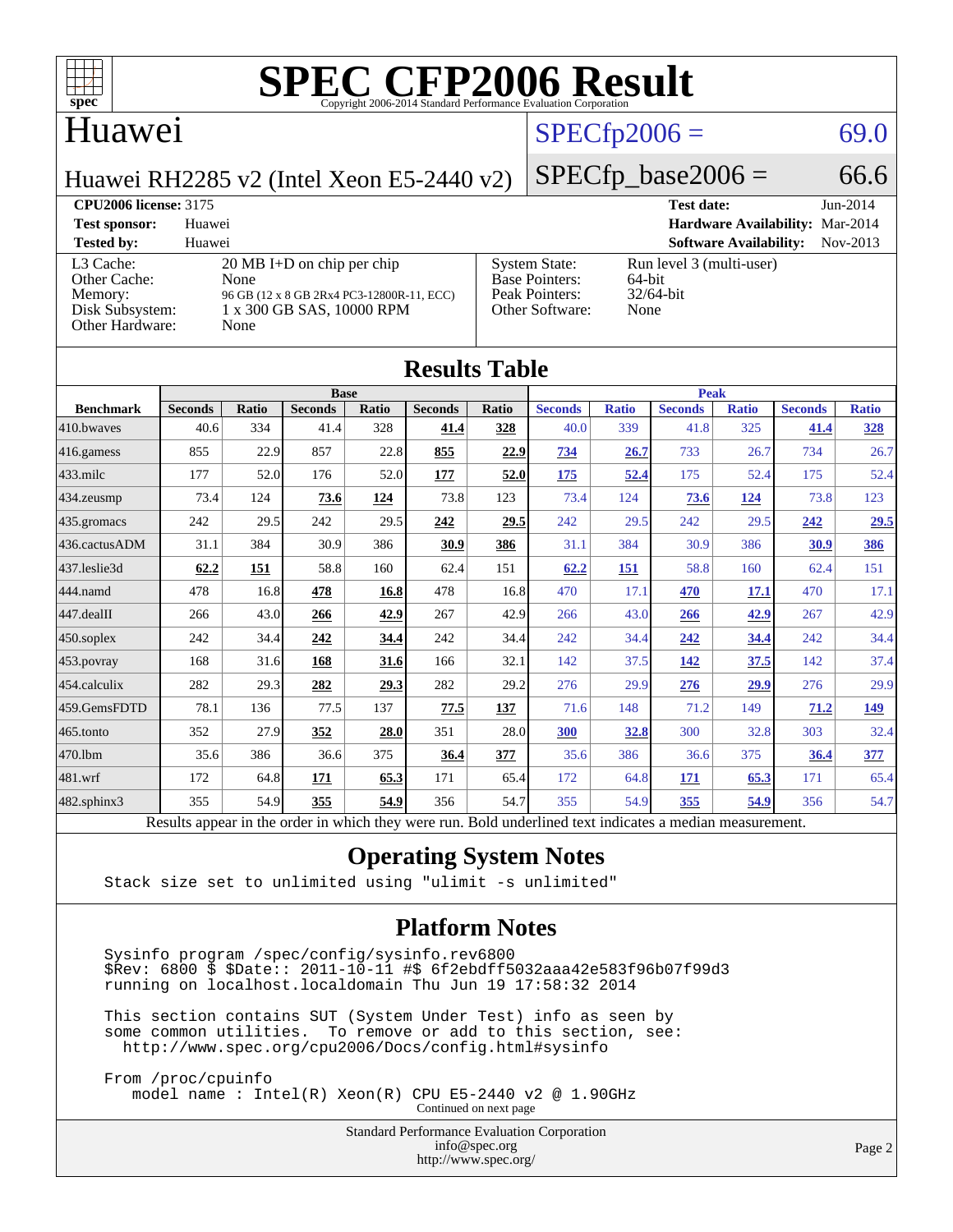# SPEC CFP2006 Result

Copyright 2006-2014 Standard Performance Evaluation Corporation

## Huawei

**Huawei RH2285 v2 (Intel Xeon E5-2440 v2)**

SPECfp2006 = 69.0

SPECfp_base2006 = 66.6

| | | | |
|---|---|---|---|
| **CPU2006 license:** 3175 | | **Test date:** | Jun-2014 |
| **Test sponsor:** | Huawei | **Hardware Availability:** | Mar-2014 |
| **Tested by:** | Huawei | **Software Availability:** | Nov-2013 |

| | | | |
|---|---|---|---|
| L3 Cache: | 20 MB I+D on chip per chip | System State: | Run level 3 (multi-user) |
| Other Cache: | None | Base Pointers: | 64-bit |
| Memory: | 96 GB (12 x 8 GB 2Rx4 PC3-12800R-11, ECC) | Peak Pointers: | 32/64-bit |
| Disk Subsystem: | 1 x 300 GB SAS, 10000 RPM | Other Software: | None |
| Other Hardware: | None | | |

## Results Table

| Benchmark | Base | | | | | | Peak | | | | | |
|---|---|---|---|---|---|---|---|---|---|---|---|---|
| | Seconds | Ratio | Seconds | Ratio | Seconds | Ratio | Seconds | Ratio | Seconds | Ratio | Seconds | Ratio |
| 410.bwaves | 40.6 | 334 | 41.4 | 328 | **41.4** | **328** | 40.0 | 339 | 41.8 | 325 | **41.4** | **328** |
| 416.gamess | 855 | 22.9 | 857 | 22.8 | **855** | **22.9** | **734** | **26.7** | 733 | 26.7 | 734 | 26.7 |
| 433.milc | 177 | 52.0 | 176 | 52.0 | **177** | **52.0** | **175** | **52.4** | 175 | 52.4 | 175 | 52.4 |
| 434.zeusmp | 73.4 | 124 | **73.6** | **124** | 73.8 | 123 | 73.4 | 124 | **73.6** | **124** | 73.8 | 123 |
| 435.gromacs | 242 | 29.5 | 242 | 29.5 | **242** | **29.5** | 242 | 29.5 | 242 | 29.5 | **242** | **29.5** |
| 436.cactusADM | 31.1 | 384 | 30.9 | 386 | **30.9** | **386** | 31.1 | 384 | 30.9 | 386 | **30.9** | **386** |
| 437.leslie3d | **62.2** | **151** | 58.8 | 160 | 62.4 | 151 | **62.2** | **151** | 58.8 | 160 | 62.4 | 151 |
| 444.namd | 478 | 16.8 | **478** | **16.8** | 478 | 16.8 | 470 | 17.1 | **470** | **17.1** | 470 | 17.1 |
| 447.dealII | 266 | 43.0 | **266** | **42.9** | 267 | 42.9 | 266 | 43.0 | **266** | **42.9** | 267 | 42.9 |
| 450.soplex | 242 | 34.4 | **242** | **34.4** | 242 | 34.4 | 242 | 34.4 | **242** | **34.4** | 242 | 34.4 |
| 453.povray | 168 | 31.6 | **168** | **31.6** | 166 | 32.1 | 142 | 37.5 | **142** | **37.5** | 142 | 37.4 |
| 454.calculix | 282 | 29.3 | **282** | **29.3** | 282 | 29.2 | 276 | 29.9 | **276** | **29.9** | 276 | 29.9 |
| 459.GemsFDTD | 78.1 | 136 | 77.5 | 137 | **77.5** | **137** | 71.6 | 148 | 71.2 | 149 | **71.2** | **149** |
| 465.tonto | 352 | 27.9 | **352** | **28.0** | 351 | 28.0 | **300** | **32.8** | 300 | 32.8 | 303 | 32.4 |
| 470.lbm | 35.6 | 386 | 36.6 | 375 | **36.4** | **377** | 35.6 | 386 | 36.6 | 375 | **36.4** | **377** |
| 481.wrf | 172 | 64.8 | **171** | **65.3** | 171 | 65.4 | 172 | 64.8 | **171** | **65.3** | 171 | 65.4 |
| 482.sphinx3 | 355 | 54.9 | **355** | **54.9** | 356 | 54.7 | 355 | 54.9 | **355** | **54.9** | 356 | 54.7 |

Results appear in the order in which they were run. Bold underlined text indicates a median measurement.

## Operating System Notes

```
Stack size set to unlimited using "ulimit -s unlimited"
```

## Platform Notes

```
Sysinfo program /spec/config/sysinfo.rev6800
$Rev: 6800 $ $Date:: 2011-10-11 #$ 6f2ebdff5032aaa42e583f96b07f99d3
running on localhost.localdomain Thu Jun 19 17:58:32 2014

This section contains SUT (System Under Test) info as seen by
some common utilities.  To remove or add to this section, see:
  http://www.spec.org/cpu2006/Docs/config.html#sysinfo

From /proc/cpuinfo
   model name : Intel(R) Xeon(R) CPU E5-2440 v2 @ 1.90GHz
```

Continued on next page

Standard Performance Evaluation Corporation
info@spec.org
http://www.spec.org/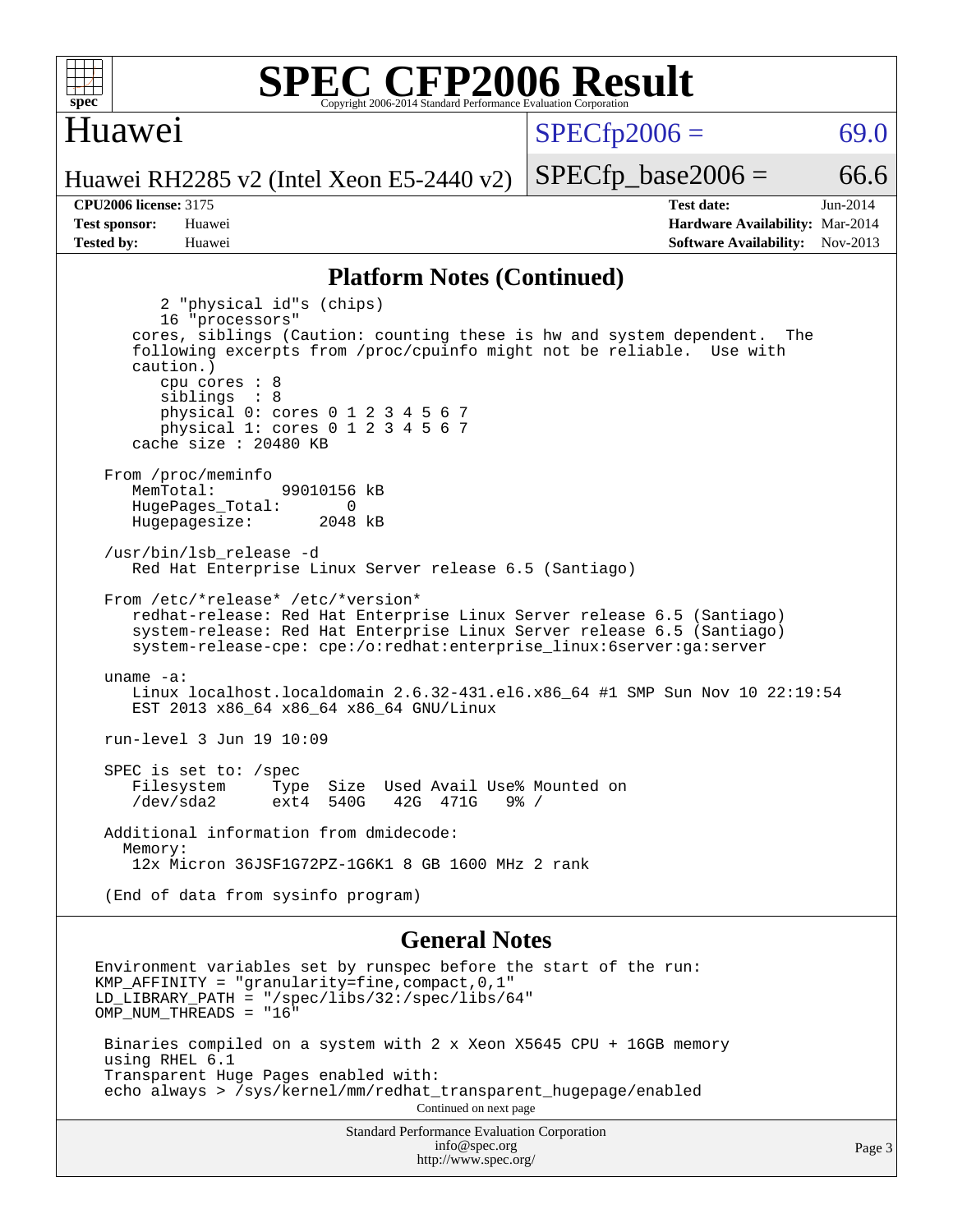# SPEC CFP2006 Result

Copyright 2006-2014 Standard Performance Evaluation Corporation

## Huawei

Huawei RH2285 v2 (Intel Xeon E5-2440 v2)

SPECfp2006 = 69.0

SPECfp_base2006 = 66.6

**CPU2006 license:** 3175
**Test sponsor:** Huawei
**Tested by:** Huawei

**Test date:** Jun-2014
**Hardware Availability:** Mar-2014
**Software Availability:** Nov-2013

## Platform Notes (Continued)

```
        2 "physical id"s (chips)
        16 "processors"
    cores, siblings (Caution: counting these is hw and system dependent.  The
    following excerpts from /proc/cpuinfo might not be reliable.  Use with
    caution.)
        cpu cores : 8
        siblings  : 8
        physical 0: cores 0 1 2 3 4 5 6 7
        physical 1: cores 0 1 2 3 4 5 6 7
    cache size : 20480 KB

 From /proc/meminfo
    MemTotal:       99010156 kB
    HugePages_Total:       0
    Hugepagesize:       2048 kB

 /usr/bin/lsb_release -d
    Red Hat Enterprise Linux Server release 6.5 (Santiago)

 From /etc/*release* /etc/*version*
    redhat-release: Red Hat Enterprise Linux Server release 6.5 (Santiago)
    system-release: Red Hat Enterprise Linux Server release 6.5 (Santiago)
    system-release-cpe: cpe:/o:redhat:enterprise_linux:6server:ga:server

 uname -a:
    Linux localhost.localdomain 2.6.32-431.el6.x86_64 #1 SMP Sun Nov 10 22:19:54
    EST 2013 x86_64 x86_64 x86_64 GNU/Linux

 run-level 3 Jun 19 10:09

 SPEC is set to: /spec
    Filesystem     Type  Size  Used Avail Use% Mounted on
    /dev/sda2      ext4  540G   42G  471G   9% /

 Additional information from dmidecode:
   Memory:
    12x Micron 36JSF1G72PZ-1G6K1 8 GB 1600 MHz 2 rank

 (End of data from sysinfo program)
```

## General Notes

```
Environment variables set by runspec before the start of the run:
KMP_AFFINITY = "granularity=fine,compact,0,1"
LD_LIBRARY_PATH = "/spec/libs/32:/spec/libs/64"
OMP_NUM_THREADS = "16"

 Binaries compiled on a system with 2 x Xeon X5645 CPU + 16GB memory
 using RHEL 6.1
 Transparent Huge Pages enabled with:
 echo always > /sys/kernel/mm/redhat_transparent_hugepage/enabled
```

Continued on next page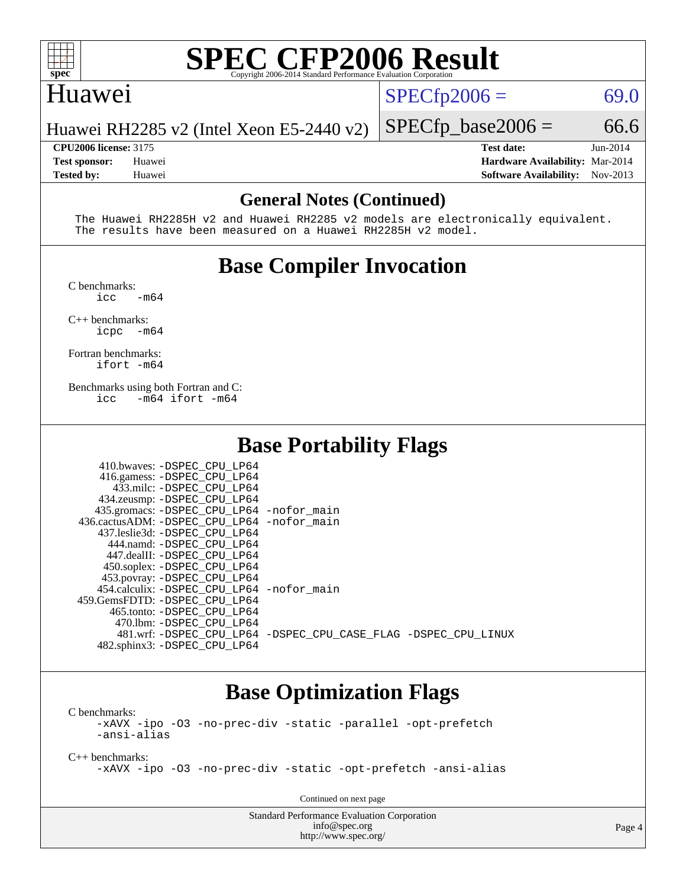# SPEC CFP2006 Result

Copyright 2006-2014 Standard Performance Evaluation Corporation

## Huawei

Huawei RH2285 v2 (Intel Xeon E5-2440 v2)

SPECfp2006 = 69.0

SPECfp_base2006 = 66.6

| | | | |
|---|---|---|---|
| **CPU2006 license:** 3175 | | **Test date:** | Jun-2014 |
| **Test sponsor:** | Huawei | **Hardware Availability:** | Mar-2014 |
| **Tested by:** | Huawei | **Software Availability:** | Nov-2013 |

## General Notes (Continued)

```
The Huawei RH2285H v2 and Huawei RH2285 v2 models are electronically equivalent.
The results have been measured on a Huawei RH2285H v2 model.
```

## Base Compiler Invocation

C benchmarks:
```
icc   -m64
```

C++ benchmarks:
```
icpc  -m64
```

Fortran benchmarks:
```
ifort -m64
```

Benchmarks using both Fortran and C:
```
icc   -m64 ifort -m64
```

## Base Portability Flags

```
     410.bwaves: -DSPEC_CPU_LP64
     416.gamess: -DSPEC_CPU_LP64
       433.milc: -DSPEC_CPU_LP64
     434.zeusmp: -DSPEC_CPU_LP64
    435.gromacs: -DSPEC_CPU_LP64 -nofor_main
 436.cactusADM: -DSPEC_CPU_LP64 -nofor_main
   437.leslie3d: -DSPEC_CPU_LP64
      444.namd: -DSPEC_CPU_LP64
    447.dealII: -DSPEC_CPU_LP64
    450.soplex: -DSPEC_CPU_LP64
    453.povray: -DSPEC_CPU_LP64
  454.calculix: -DSPEC_CPU_LP64 -nofor_main
 459.GemsFDTD: -DSPEC_CPU_LP64
     465.tonto: -DSPEC_CPU_LP64
       470.lbm: -DSPEC_CPU_LP64
       481.wrf: -DSPEC_CPU_LP64 -DSPEC_CPU_CASE_FLAG -DSPEC_CPU_LINUX
   482.sphinx3: -DSPEC_CPU_LP64
```

## Base Optimization Flags

C benchmarks:
```
-xAVX -ipo -O3 -no-prec-div -static -parallel -opt-prefetch
-ansi-alias
```

C++ benchmarks:
```
-xAVX -ipo -O3 -no-prec-div -static -opt-prefetch -ansi-alias
```

Continued on next page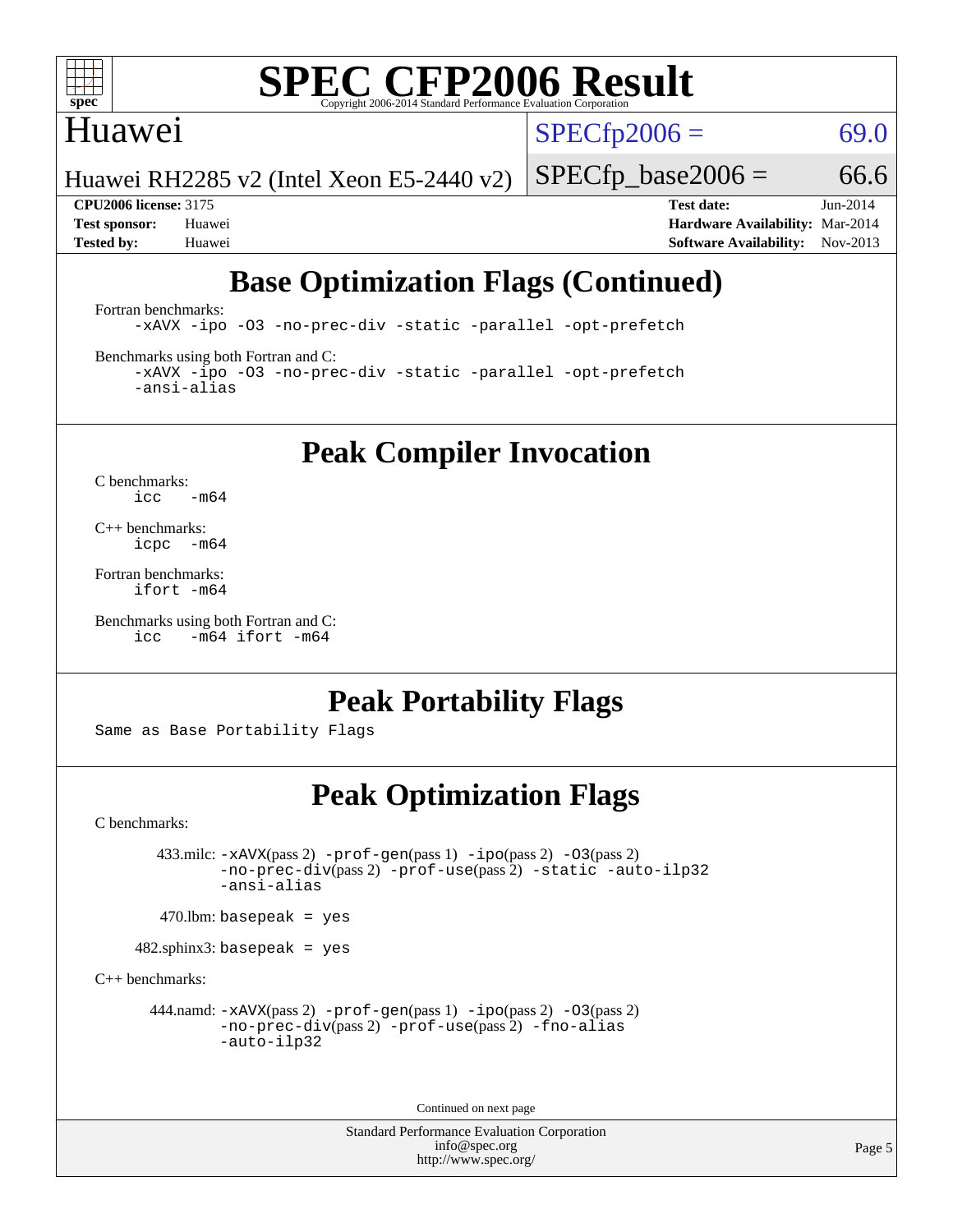# SPEC CFP2006 Result

Copyright 2006-2014 Standard Performance Evaluation Corporation

## Huawei

Huawei RH2285 v2 (Intel Xeon E5-2440 v2)

SPECfp2006 = 69.0

SPECfp_base2006 = 66.6

**CPU2006 license:** 3175
**Test sponsor:** Huawei
**Tested by:** Huawei

**Test date:** Jun-2014
**Hardware Availability:** Mar-2014
**Software Availability:** Nov-2013

## Base Optimization Flags (Continued)

Fortran benchmarks:

```
-xAVX -ipo -O3 -no-prec-div -static -parallel -opt-prefetch
```

Benchmarks using both Fortran and C:

```
-xAVX -ipo -O3 -no-prec-div -static -parallel -opt-prefetch
-ansi-alias
```

## Peak Compiler Invocation

C benchmarks:

```
icc   -m64
```

C++ benchmarks:

```
icpc  -m64
```

Fortran benchmarks:

```
ifort -m64
```

Benchmarks using both Fortran and C:

```
icc   -m64 ifort -m64
```

## Peak Portability Flags

Same as Base Portability Flags

## Peak Optimization Flags

C benchmarks:

433.milc: -xAVX(pass 2) -prof-gen(pass 1) -ipo(pass 2) -O3(pass 2) -no-prec-div(pass 2) -prof-use(pass 2) -static -auto-ilp32 -ansi-alias

470.lbm: basepeak = yes

482.sphinx3: basepeak = yes

C++ benchmarks:

444.namd: -xAVX(pass 2) -prof-gen(pass 1) -ipo(pass 2) -O3(pass 2) -no-prec-div(pass 2) -prof-use(pass 2) -fno-alias -auto-ilp32

Continued on next page

Standard Performance Evaluation Corporation
info@spec.org
http://www.spec.org/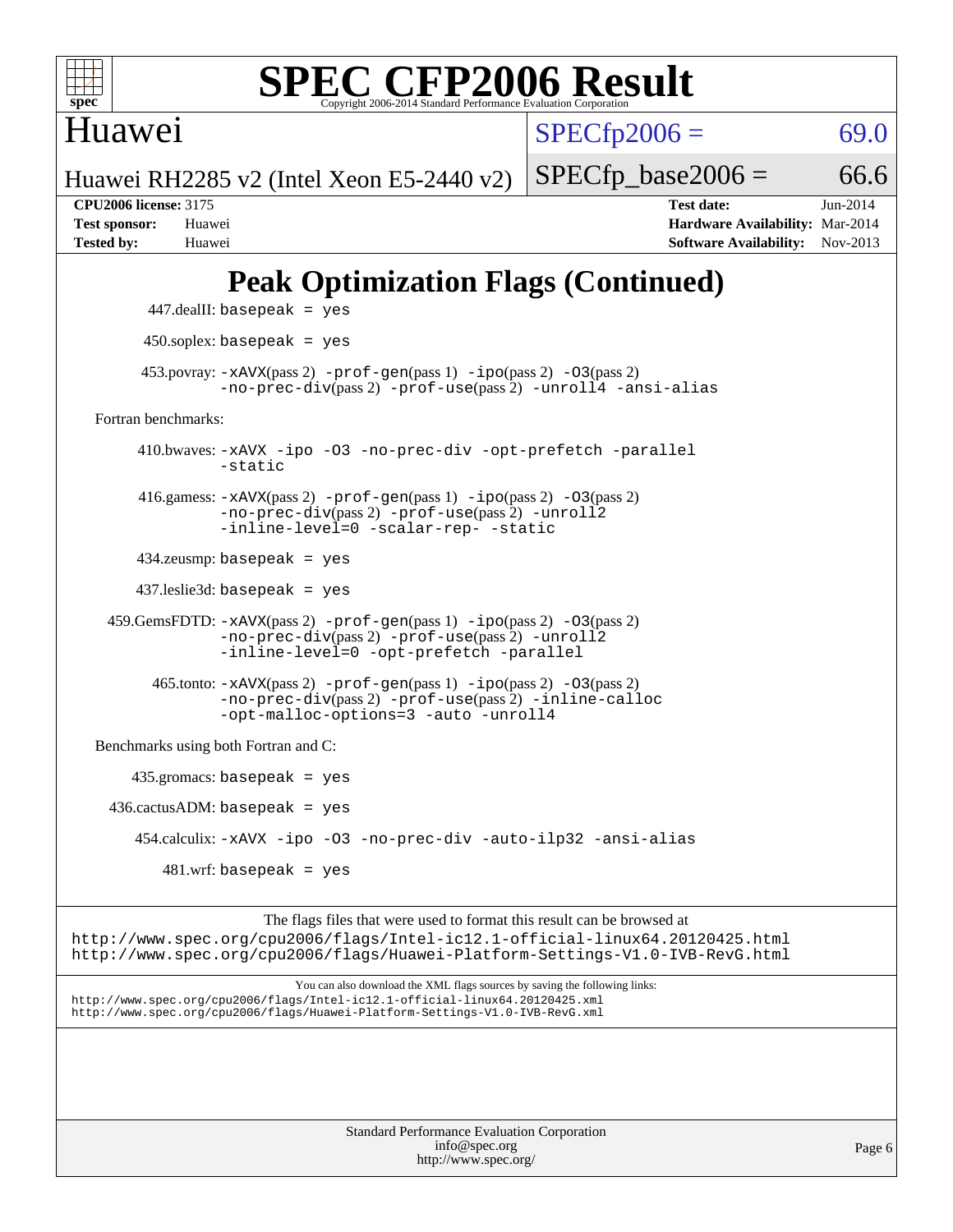# Peak Optimization Flags (Continued)

447.dealII: basepeak = yes

450.soplex: basepeak = yes

453.povray: -xAVX(pass 2) -prof-gen(pass 1) -ipo(pass 2) -O3(pass 2) -no-prec-div(pass 2) -prof-use(pass 2) -unroll4 -ansi-alias

Fortran benchmarks:

410.bwaves: -xAVX -ipo -O3 -no-prec-div -opt-prefetch -parallel -static

416.gamess: -xAVX(pass 2) -prof-gen(pass 1) -ipo(pass 2) -O3(pass 2) -no-prec-div(pass 2) -prof-use(pass 2) -unroll2 -inline-level=0 -scalar-rep- -static

434.zeusmp: basepeak = yes

437.leslie3d: basepeak = yes

459.GemsFDTD: -xAVX(pass 2) -prof-gen(pass 1) -ipo(pass 2) -O3(pass 2) -no-prec-div(pass 2) -prof-use(pass 2) -unroll2 -inline-level=0 -opt-prefetch -parallel

465.tonto: -xAVX(pass 2) -prof-gen(pass 1) -ipo(pass 2) -O3(pass 2) -no-prec-div(pass 2) -prof-use(pass 2) -inline-calloc -opt-malloc-options=3 -auto -unroll4

Benchmarks using both Fortran and C:

435.gromacs: basepeak = yes

436.cactusADM: basepeak = yes

454.calculix: -xAVX -ipo -O3 -no-prec-div -auto-ilp32 -ansi-alias

481.wrf: basepeak = yes

The flags files that were used to format this result can be browsed at
http://www.spec.org/cpu2006/flags/Intel-ic12.1-official-linux64.20120425.html
http://www.spec.org/cpu2006/flags/Huawei-Platform-Settings-V1.0-IVB-RevG.html

You can also download the XML flags sources by saving the following links:
http://www.spec.org/cpu2006/flags/Intel-ic12.1-official-linux64.20120425.xml
http://www.spec.org/cpu2006/flags/Huawei-Platform-Settings-V1.0-IVB-RevG.xml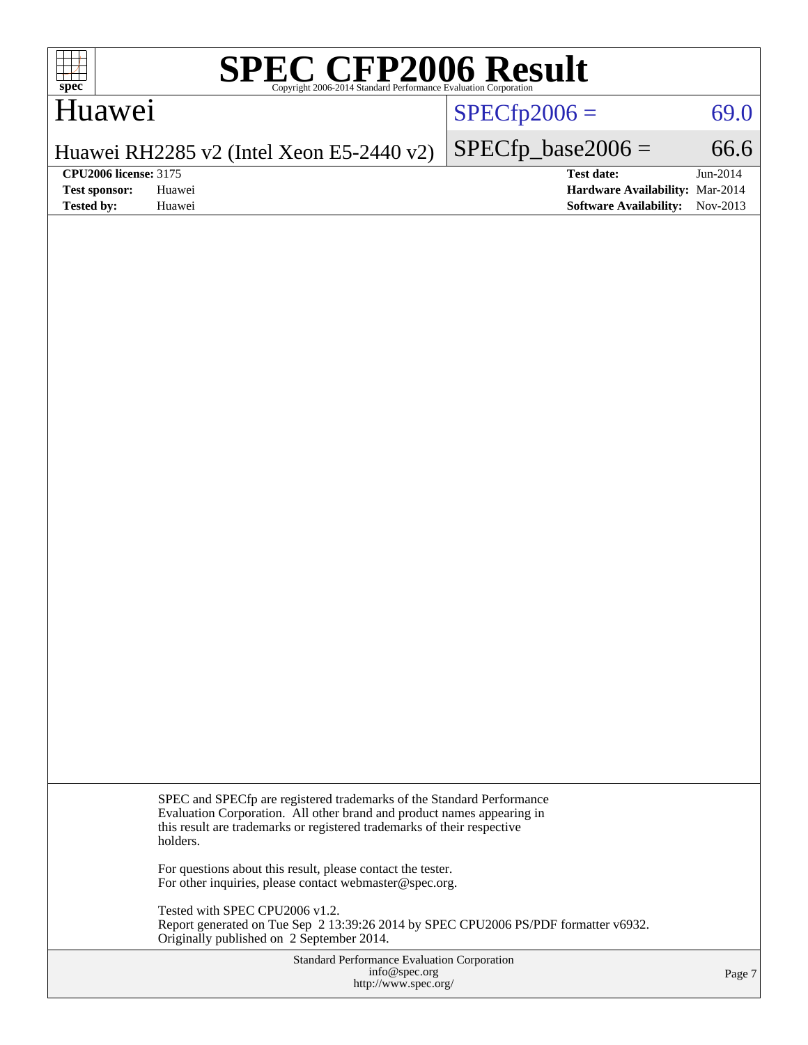SPEC and SPECfp are registered trademarks of the Standard Performance Evaluation Corporation. All other brand and product names appearing in this result are trademarks or registered trademarks of their respective holders.

For questions about this result, please contact the tester.
For other inquiries, please contact webmaster@spec.org.

Tested with SPEC CPU2006 v1.2.
Report generated on Tue Sep 2 13:39:26 2014 by SPEC CPU2006 PS/PDF formatter v6932.
Originally published on 2 September 2014.